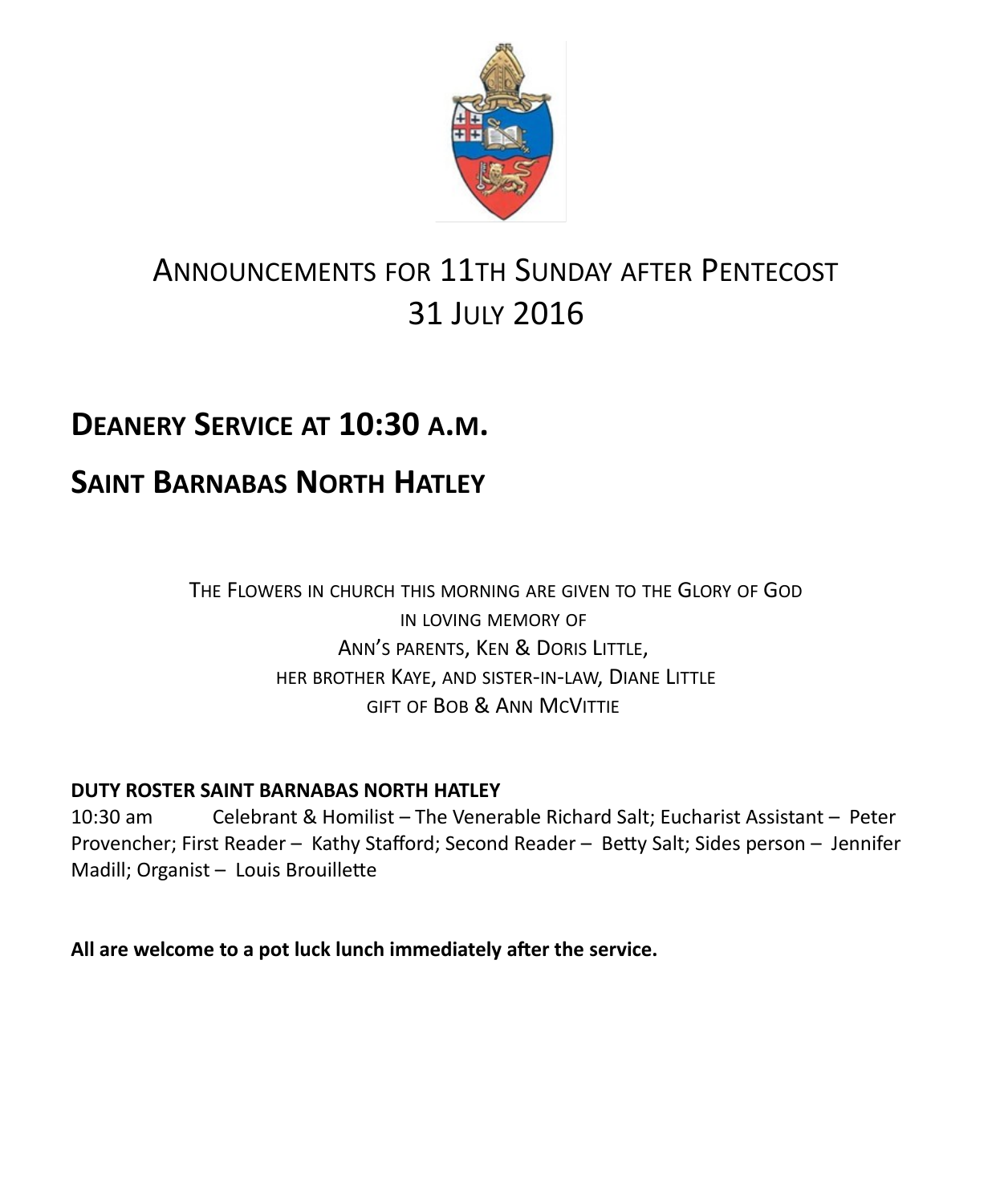# Announcements for 11th Sunday after Pentecost
# 31 July 2016

## Deanery Service at 10:30 a.m.

## Saint Barnabas North Hatley

The Flowers in church this morning are given to the Glory of God
in loving memory of
Ann's parents, Ken & Doris Little,
her brother Kaye, and sister-in-law, Diane Little
gift of Bob & Ann McVittie

**DUTY ROSTER SAINT BARNABAS NORTH HATLEY**

10:30 am Celebrant & Homilist – The Venerable Richard Salt; Eucharist Assistant – Peter Provencher; First Reader – Kathy Stafford; Second Reader – Betty Salt; Sides person – Jennifer Madill; Organist – Louis Brouillette

**All are welcome to a pot luck lunch immediately after the service.**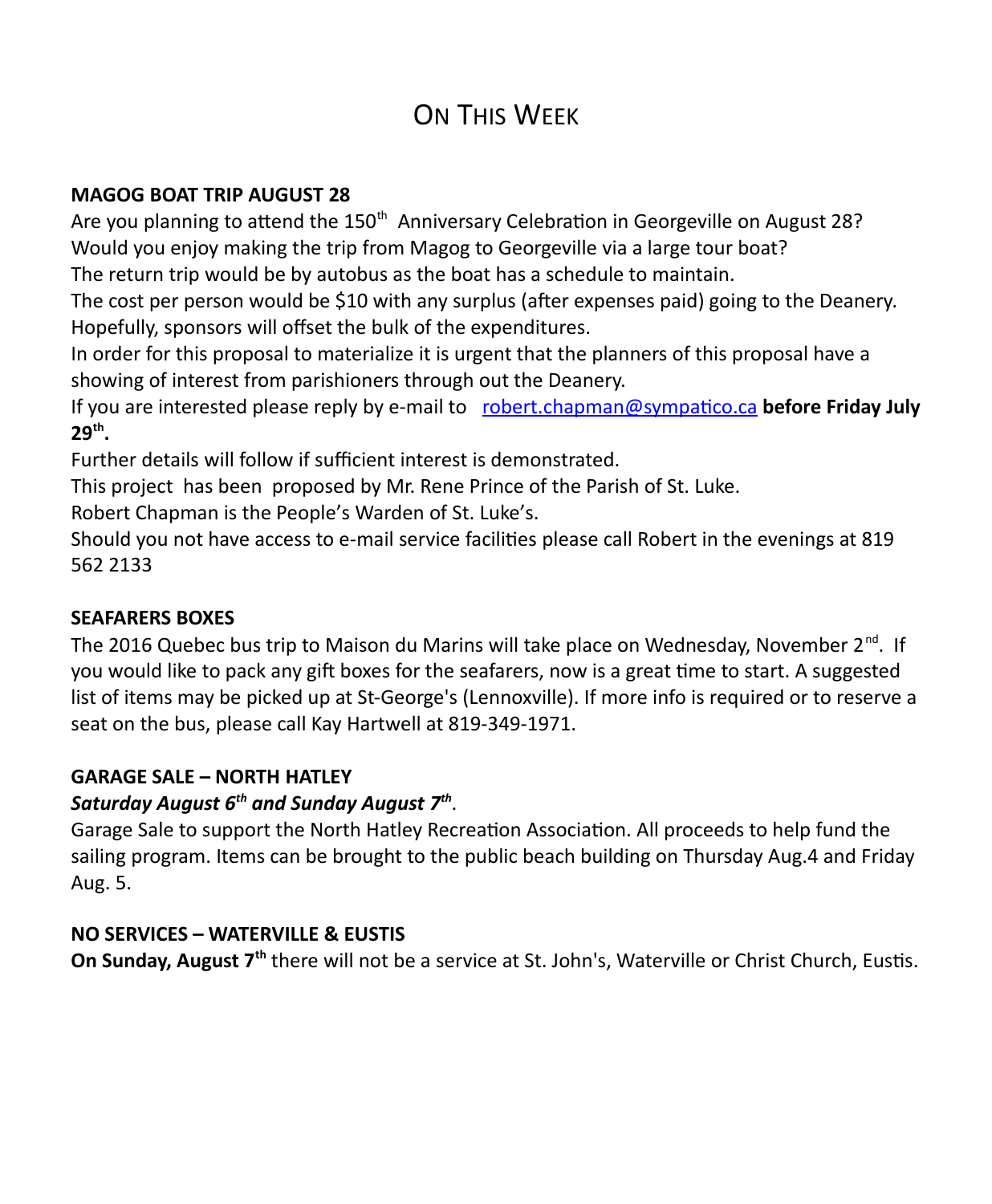# On This Week

**MAGOG BOAT TRIP AUGUST 28**

Are you planning to attend the 150th Anniversary Celebration in Georgeville on August 28?
Would you enjoy making the trip from Magog to Georgeville via a large tour boat?
The return trip would be by autobus as the boat has a schedule to maintain.
The cost per person would be $10 with any surplus (after expenses paid) going to the Deanery.
Hopefully, sponsors will offset the bulk of the expenditures.
In order for this proposal to materialize it is urgent that the planners of this proposal have a showing of interest from parishioners through out the Deanery.
If you are interested please reply by e-mail to robert.chapman@sympatico.ca **before Friday July 29th.**
Further details will follow if sufficient interest is demonstrated.
This project has been proposed by Mr. Rene Prince of the Parish of St. Luke.
Robert Chapman is the People's Warden of St. Luke's.
Should you not have access to e-mail service facilities please call Robert in the evenings at 819 562 2133

**SEAFARERS BOXES**

The 2016 Quebec bus trip to Maison du Marins will take place on Wednesday, November 2nd. If you would like to pack any gift boxes for the seafarers, now is a great time to start. A suggested list of items may be picked up at St-George's (Lennoxville). If more info is required or to reserve a seat on the bus, please call Kay Hartwell at 819-349-1971.

**GARAGE SALE – NORTH HATLEY**

***Saturday August 6th and Sunday August 7th***.
Garage Sale to support the North Hatley Recreation Association. All proceeds to help fund the sailing program. Items can be brought to the public beach building on Thursday Aug.4 and Friday Aug. 5.

**NO SERVICES – WATERVILLE & EUSTIS**

**On Sunday, August 7th** there will not be a service at St. John's, Waterville or Christ Church, Eustis.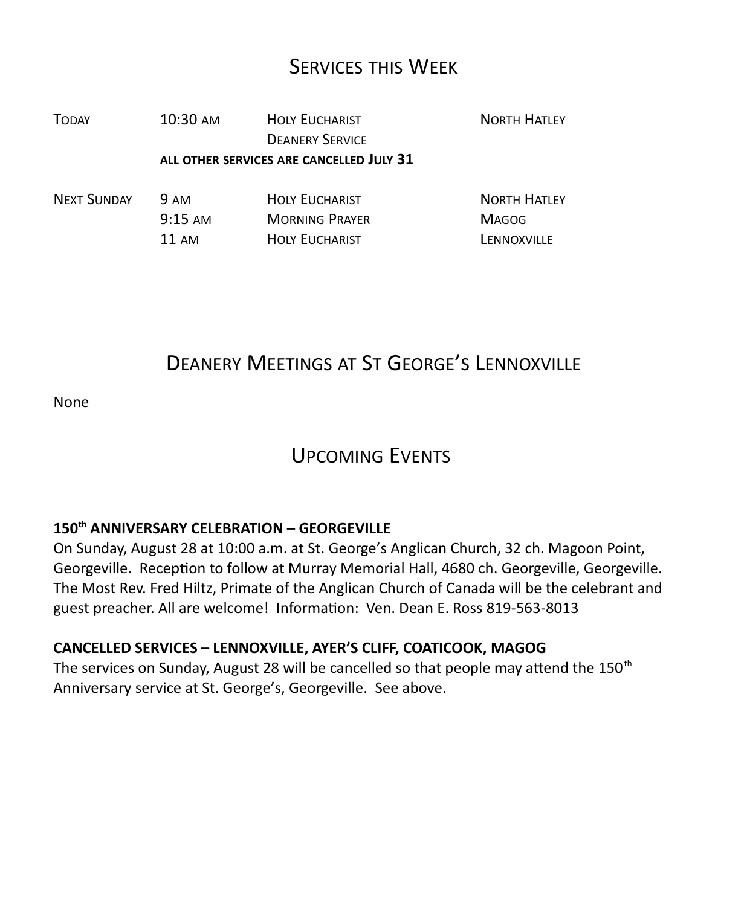## Services this Week

| | | | |
|---|---|---|---|
| Today | 10:30 am | Holy Eucharist<br>Deanery Service | North Hatley |
| | **all other services are cancelled July 31** | | |
| Next Sunday | 9 am | Holy Eucharist | North Hatley |
| | 9:15 am | Morning Prayer | Magog |
| | 11 am | Holy Eucharist | Lennoxville |

## Deanery Meetings at St George's Lennoxville

None

## Upcoming Events

**150th ANNIVERSARY CELEBRATION – GEORGEVILLE**

On Sunday, August 28 at 10:00 a.m. at St. George's Anglican Church, 32 ch. Magoon Point, Georgeville. Reception to follow at Murray Memorial Hall, 4680 ch. Georgeville, Georgeville. The Most Rev. Fred Hiltz, Primate of the Anglican Church of Canada will be the celebrant and guest preacher. All are welcome! Information: Ven. Dean E. Ross 819-563-8013

**CANCELLED SERVICES – LENNOXVILLE, AYER'S CLIFF, COATICOOK, MAGOG**

The services on Sunday, August 28 will be cancelled so that people may attend the 150th Anniversary service at St. George's, Georgeville. See above.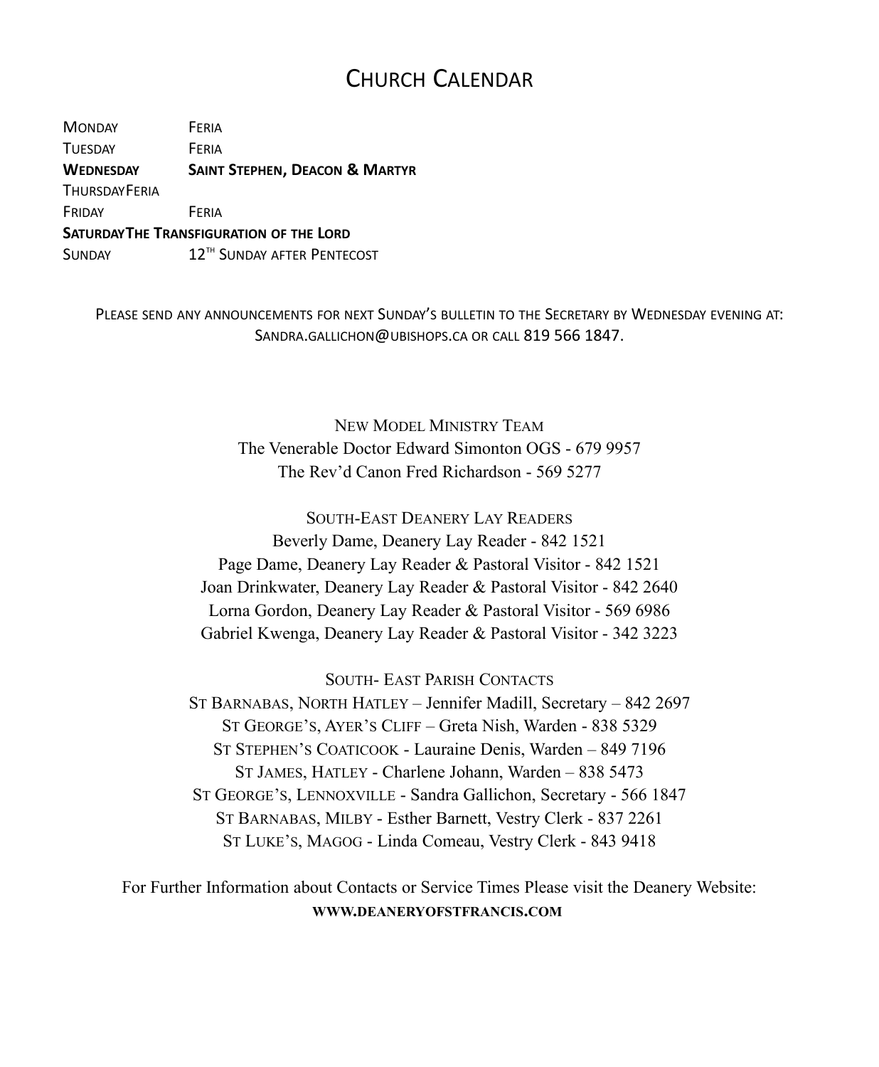# CHURCH CALENDAR

| | |
|---|---|
| MONDAY | FERIA |
| TUESDAY | FERIA |
| **WEDNESDAY** | **SAINT STEPHEN, DEACON & MARTYR** |
| THURSDAY | FERIA |
| FRIDAY | FERIA |
| **SATURDAY** | **THE TRANSFIGURATION OF THE LORD** |
| SUNDAY | 12TH SUNDAY AFTER PENTECOST |

PLEASE SEND ANY ANNOUNCEMENTS FOR NEXT SUNDAY'S BULLETIN TO THE SECRETARY BY WEDNESDAY EVENING AT: SANDRA.GALLICHON@UBISHOPS.CA OR CALL 819 566 1847.

NEW MODEL MINISTRY TEAM
The Venerable Doctor Edward Simonton OGS - 679 9957
The Rev'd Canon Fred Richardson - 569 5277

SOUTH-EAST DEANERY LAY READERS
Beverly Dame, Deanery Lay Reader - 842 1521
Page Dame, Deanery Lay Reader & Pastoral Visitor - 842 1521
Joan Drinkwater, Deanery Lay Reader & Pastoral Visitor - 842 2640
Lorna Gordon, Deanery Lay Reader & Pastoral Visitor - 569 6986
Gabriel Kwenga, Deanery Lay Reader & Pastoral Visitor - 342 3223

SOUTH- EAST PARISH CONTACTS
ST BARNABAS, NORTH HATLEY – Jennifer Madill, Secretary – 842 2697
ST GEORGE'S, AYER'S CLIFF – Greta Nish, Warden - 838 5329
ST STEPHEN'S COATICOOK - Lauraine Denis, Warden – 849 7196
ST JAMES, HATLEY - Charlene Johann, Warden – 838 5473
ST GEORGE'S, LENNOXVILLE - Sandra Gallichon, Secretary - 566 1847
ST BARNABAS, MILBY - Esther Barnett, Vestry Clerk - 837 2261
ST LUKE'S, MAGOG - Linda Comeau, Vestry Clerk - 843 9418

For Further Information about Contacts or Service Times Please visit the Deanery Website:
**WWW.DEANERYOFSTFRANCIS.COM**